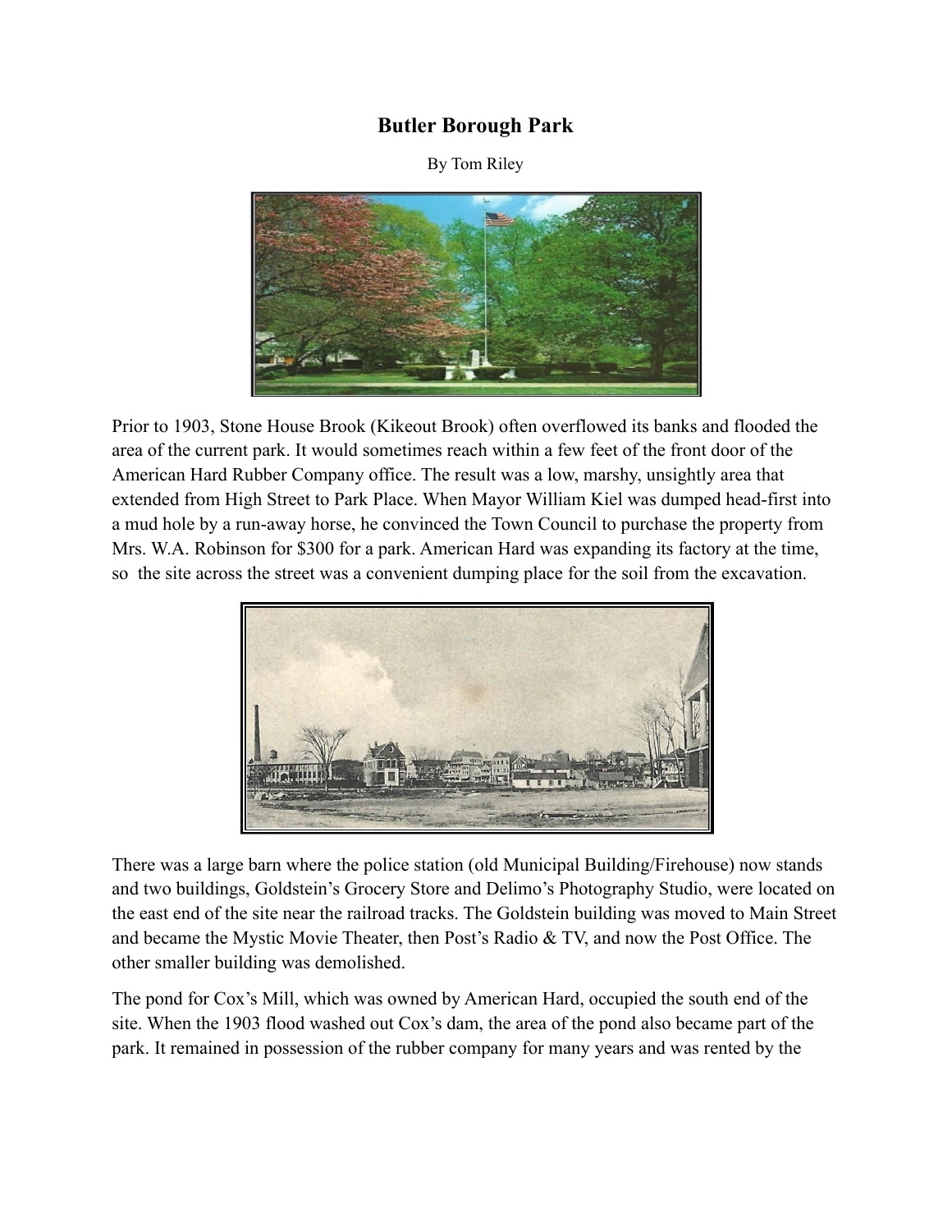# Butler Borough Park

By Tom Riley

Prior to 1903, Stone House Brook (Kikeout Brook) often overflowed its banks and flooded the area of the current park. It would sometimes reach within a few feet of the front door of the American Hard Rubber Company office. The result was a low, marshy, unsightly area that extended from High Street to Park Place. When Mayor William Kiel was dumped head-first into a mud hole by a run-away horse, he convinced the Town Council to purchase the property from Mrs. W.A. Robinson for $300 for a park. American Hard was expanding its factory at the time, so the site across the street was a convenient dumping place for the soil from the excavation.

There was a large barn where the police station (old Municipal Building/Firehouse) now stands and two buildings, Goldstein's Grocery Store and Delimo's Photography Studio, were located on the east end of the site near the railroad tracks. The Goldstein building was moved to Main Street and became the Mystic Movie Theater, then Post's Radio & TV, and now the Post Office. The other smaller building was demolished.

The pond for Cox's Mill, which was owned by American Hard, occupied the south end of the site. When the 1903 flood washed out Cox's dam, the area of the pond also became part of the park. It remained in possession of the rubber company for many years and was rented by the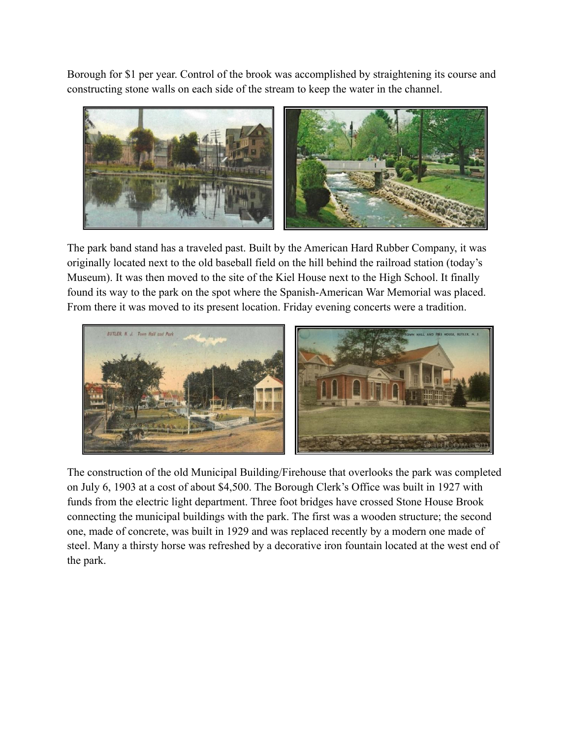Borough for $1 per year. Control of the brook was accomplished by straightening its course and constructing stone walls on each side of the stream to keep the water in the channel.

The park band stand has a traveled past. Built by the American Hard Rubber Company, it was originally located next to the old baseball field on the hill behind the railroad station (today's Museum). It was then moved to the site of the Kiel House next to the High School. It finally found its way to the park on the spot where the Spanish-American War Memorial was placed. From there it was moved to its present location. Friday evening concerts were a tradition.

The construction of the old Municipal Building/Firehouse that overlooks the park was completed on July 6, 1903 at a cost of about $4,500. The Borough Clerk's Office was built in 1927 with funds from the electric light department. Three foot bridges have crossed Stone House Brook connecting the municipal buildings with the park. The first was a wooden structure; the second one, made of concrete, was built in 1929 and was replaced recently by a modern one made of steel. Many a thirsty horse was refreshed by a decorative iron fountain located at the west end of the park.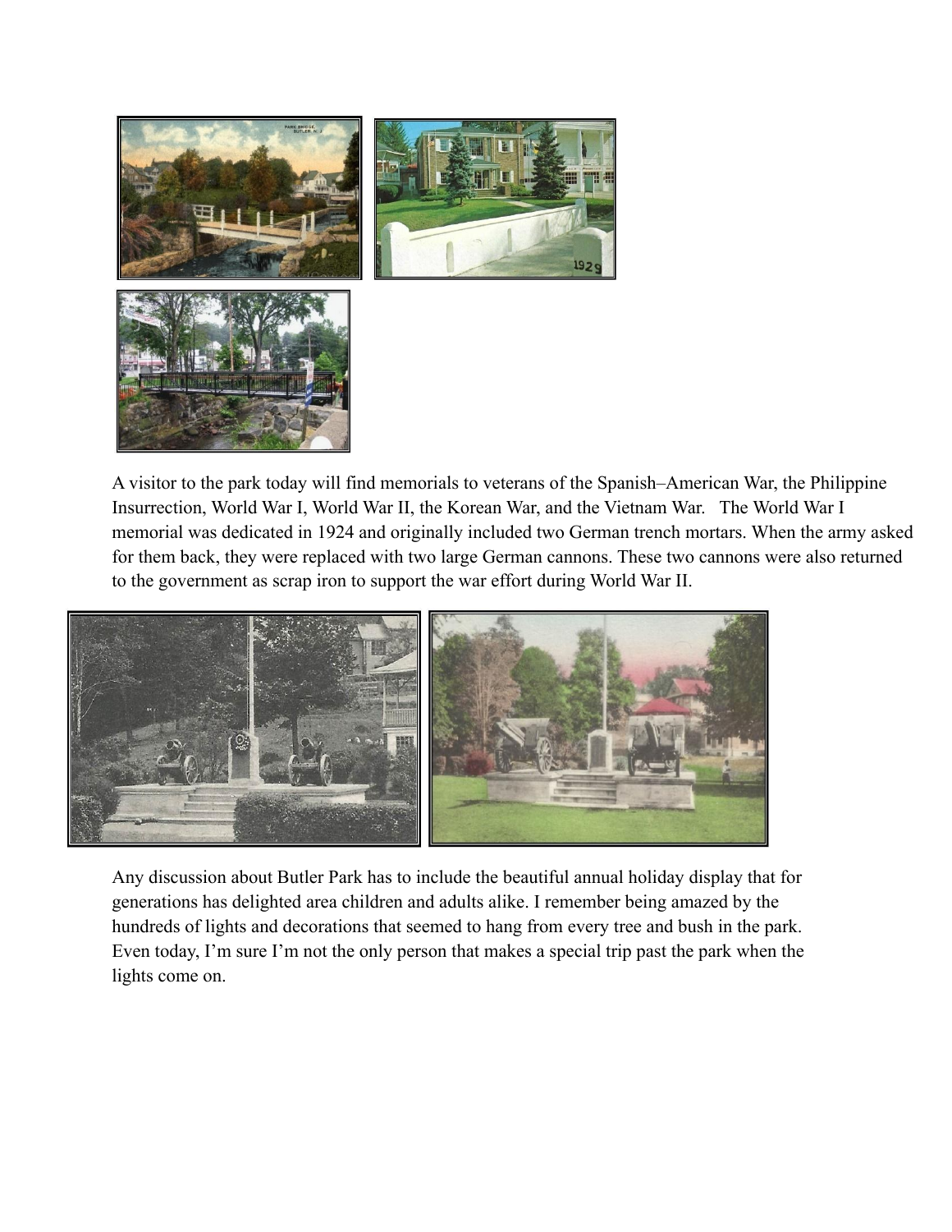A visitor to the park today will find memorials to veterans of the Spanish–American War, the Philippine Insurrection, World War I, World War II, the Korean War, and the Vietnam War. The World War I memorial was dedicated in 1924 and originally included two German trench mortars. When the army asked for them back, they were replaced with two large German cannons. These two cannons were also returned to the government as scrap iron to support the war effort during World War II.

Any discussion about Butler Park has to include the beautiful annual holiday display that for generations has delighted area children and adults alike. I remember being amazed by the hundreds of lights and decorations that seemed to hang from every tree and bush in the park. Even today, I'm sure I'm not the only person that makes a special trip past the park when the lights come on.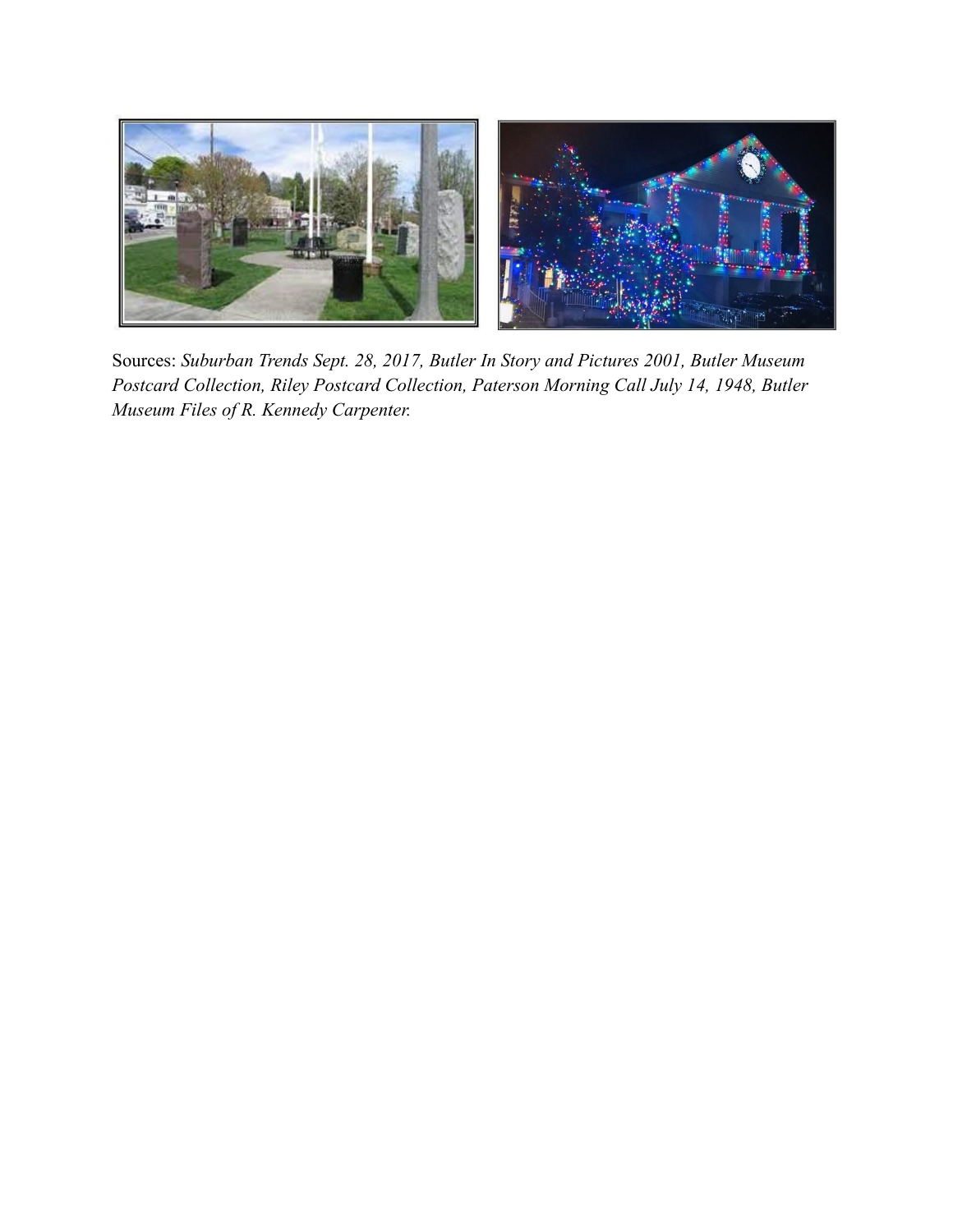Sources: *Suburban Trends Sept. 28, 2017, Butler In Story and Pictures 2001, Butler Museum Postcard Collection, Riley Postcard Collection, Paterson Morning Call July 14, 1948, Butler Museum Files of R. Kennedy Carpenter.*